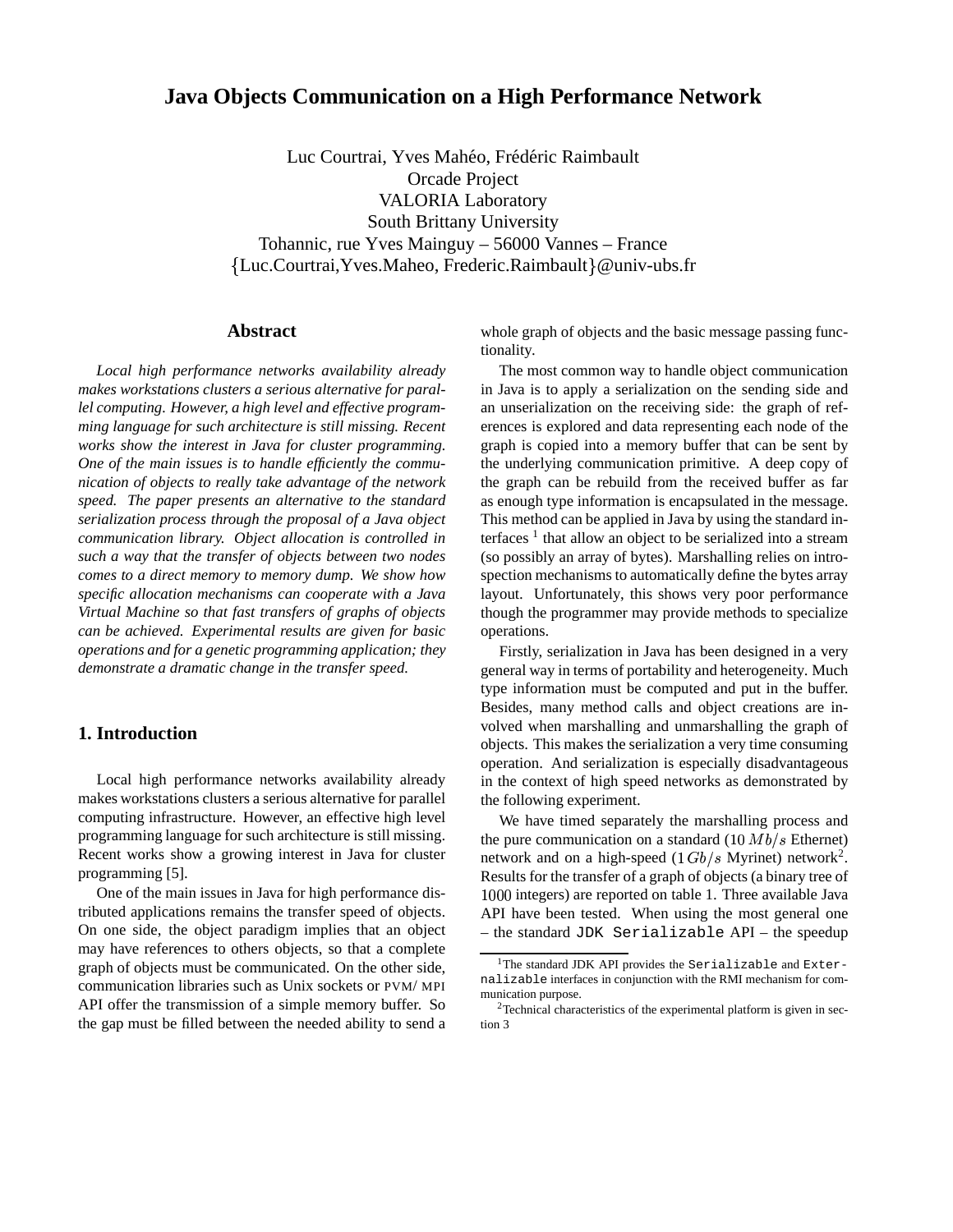# Java Objects Communication on a High Performance Network

Luc Courtrai, Yves Mahéo, Frédéric Raimbault
Orcade Project
VALORIA Laboratory
South Brittany University
Tohannic, rue Yves Mainguy – 56000 Vannes – France
{Luc.Courtrai,Yves.Maheo, Frederic.Raimbault}@univ-ubs.fr

## Abstract

*Local high performance networks availability already makes workstations clusters a serious alternative for parallel computing. However, a high level and effective programming language for such architecture is still missing. Recent works show the interest in Java for cluster programming. One of the main issues is to handle efficiently the communication of objects to really take advantage of the network speed. The paper presents an alternative to the standard serialization process through the proposal of a Java object communication library. Object allocation is controlled in such a way that the transfer of objects between two nodes comes to a direct memory to memory dump. We show how specific allocation mechanisms can cooperate with a Java Virtual Machine so that fast transfers of graphs of objects can be achieved. Experimental results are given for basic operations and for a genetic programming application; they demonstrate a dramatic change in the transfer speed.*

## 1. Introduction

Local high performance networks availability already makes workstations clusters a serious alternative for parallel computing infrastructure. However, an effective high level programming language for such architecture is still missing. Recent works show a growing interest in Java for cluster programming [5].

One of the main issues in Java for high performance distributed applications remains the transfer speed of objects. On one side, the object paradigm implies that an object may have references to others objects, so that a complete graph of objects must be communicated. On the other side, communication libraries such as Unix sockets or PVM/ MPI API offer the transmission of a simple memory buffer. So the gap must be filled between the needed ability to send a whole graph of objects and the basic message passing functionality.

The most common way to handle object communication in Java is to apply a serialization on the sending side and an unserialization on the receiving side: the graph of references is explored and data representing each node of the graph is copied into a memory buffer that can be sent by the underlying communication primitive. A deep copy of the graph can be rebuild from the received buffer as far as enough type information is encapsulated in the message. This method can be applied in Java by using the standard interfaces [1] that allow an object to be serialized into a stream (so possibly an array of bytes). Marshalling relies on introspection mechanisms to automatically define the bytes array layout. Unfortunately, this shows very poor performance though the programmer may provide methods to specialize operations.

Firstly, serialization in Java has been designed in a very general way in terms of portability and heterogeneity. Much type information must be computed and put in the buffer. Besides, many method calls and object creations are involved when marshalling and unmarshalling the graph of objects. This makes the serialization a very time consuming operation. And serialization is especially disadvantageous in the context of high speed networks as demonstrated by the following experiment.

We have timed separately the marshalling process and the pure communication on a standard ($10\,Mb/s$ Ethernet) network and on a high-speed ($1\,Gb/s$ Myrinet) network[2]. Results for the transfer of a graph of objects (a binary tree of $1000$ integers) are reported on table 1. Three available Java API have been tested. When using the most general one – the standard `JDK Serializable` API – the speedup

[1] The standard JDK API provides the `Serializable` and `Externalizable` interfaces in conjunction with the RMI mechanism for communication purpose.

[2] Technical characteristics of the experimental platform is given in section 3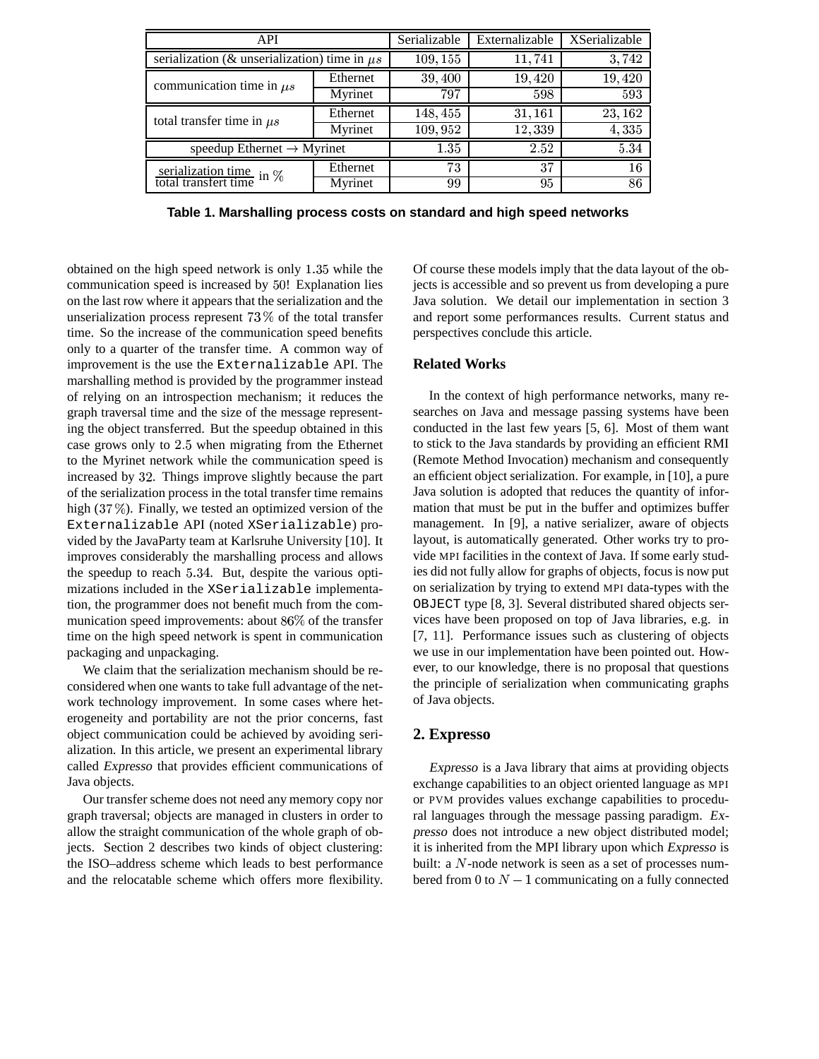| API | | Serializable | Externalizable | XSerializable |
|---|---|---|---|---|
| serialization (& unserialization) time in $\mu s$ | | $109,155$ | $11,741$ | $3,742$ |
| communication time in $\mu s$ | Ethernet | $39,400$ | $19,420$ | $19,420$ |
| | Myrinet | $797$ | $598$ | $593$ |
| total transfer time in $\mu s$ | Ethernet | $148,455$ | $31,161$ | $23,162$ |
| | Myrinet | $109,952$ | $12,339$ | $4,335$ |
| speedup Ethernet → Myrinet | | $1.35$ | $2.52$ | $5.34$ |
| $\frac{\text{serialization time}}{\text{total transfert time}}$ in % | Ethernet | $73$ | $37$ | $16$ |
| | Myrinet | $99$ | $95$ | $86$ |

**Table 1. Marshalling process costs on standard and high speed networks**

obtained on the high speed network is only $1.35$ while the communication speed is increased by $50$! Explanation lies on the last row where it appears that the serialization and the unserialization process represent $73\%$ of the total transfer time. So the increase of the communication speed benefits only to a quarter of the transfer time. A common way of improvement is the use the `Externalizable` API. The marshalling method is provided by the programmer instead of relying on an introspection mechanism; it reduces the graph traversal time and the size of the message representing the object transferred. But the speedup obtained in this case grows only to $2.5$ when migrating from the Ethernet to the Myrinet network while the communication speed is increased by $32$. Things improve slightly because the part of the serialization process in the total transfer time remains high ($37\%$). Finally, we tested an optimized version of the `Externalizable` API (noted `XSerializable`) provided by the JavaParty team at Karlsruhe University [10]. It improves considerably the marshalling process and allows the speedup to reach $5.34$. But, despite the various optimizations included in the `XSerializable` implementation, the programmer does not benefit much from the communication speed improvements: about $86\%$ of the transfer time on the high speed network is spent in communication packaging and unpackaging.

We claim that the serialization mechanism should be reconsidered when one wants to take full advantage of the network technology improvement. In some cases where heterogeneity and portability are not the prior concerns, fast object communication could be achieved by avoiding serialization. In this article, we present an experimental library called *Expresso* that provides efficient communications of Java objects.

Our transfer scheme does not need any memory copy nor graph traversal; objects are managed in clusters in order to allow the straight communication of the whole graph of objects. Section 2 describes two kinds of object clustering: the ISO–address scheme which leads to best performance and the relocatable scheme which offers more flexibility. Of course these models imply that the data layout of the objects is accessible and so prevent us from developing a pure Java solution. We detail our implementation in section 3 and report some performances results. Current status and perspectives conclude this article.

### Related Works

In the context of high performance networks, many researches on Java and message passing systems have been conducted in the last few years [5, 6]. Most of them want to stick to the Java standards by providing an efficient RMI (Remote Method Invocation) mechanism and consequently an efficient object serialization. For example, in [10], a pure Java solution is adopted that reduces the quantity of information that must be put in the buffer and optimizes buffer management. In [9], a native serializer, aware of objects layout, is automatically generated. Other works try to provide MPI facilities in the context of Java. If some early studies did not fully allow for graphs of objects, focus is now put on serialization by trying to extend MPI data-types with the `OBJECT` type [8, 3]. Several distributed shared objects services have been proposed on top of Java libraries, e.g. in [7, 11]. Performance issues such as clustering of objects we use in our implementation have been pointed out. However, to our knowledge, there is no proposal that questions the principle of serialization when communicating graphs of Java objects.

## 2. Expresso

*Expresso* is a Java library that aims at providing objects exchange capabilities to an object oriented language as MPI or PVM provides values exchange capabilities to procedural languages through the message passing paradigm. *Expresso* does not introduce a new object distributed model; it is inherited from the MPI library upon which *Expresso* is built: a $N$-node network is seen as a set of processes numbered from 0 to $N-1$ communicating on a fully connected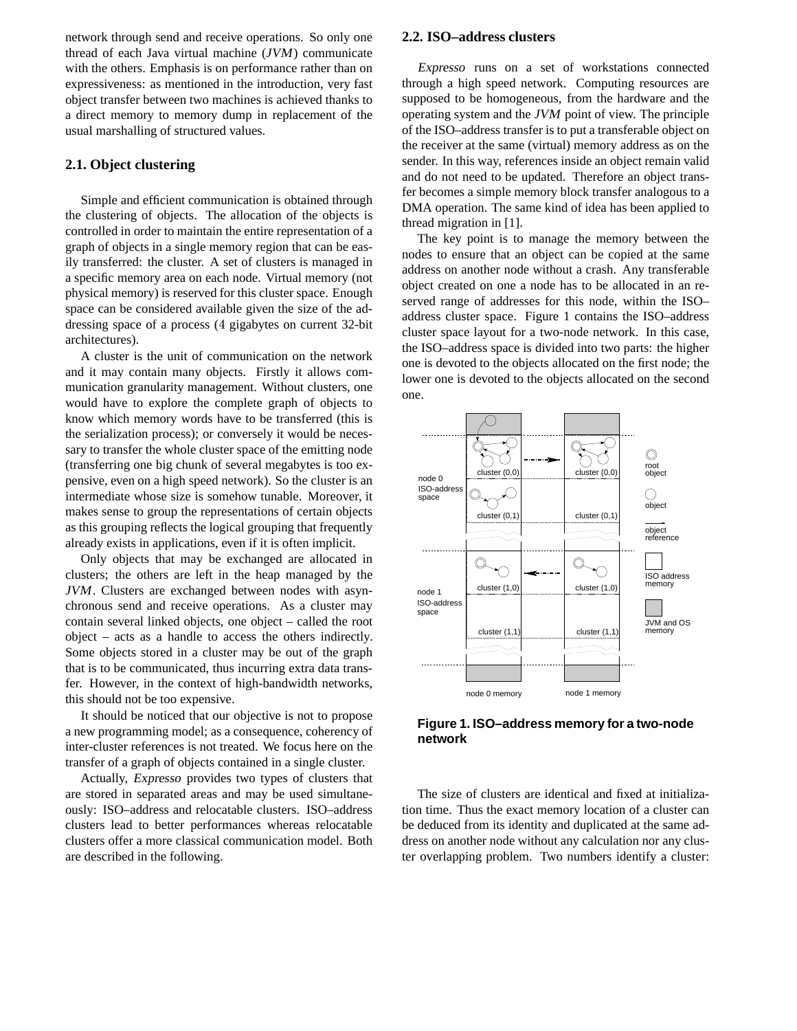network through send and receive operations. So only one thread of each Java virtual machine (*JVM*) communicate with the others. Emphasis is on performance rather than on expressiveness: as mentioned in the introduction, very fast object transfer between two machines is achieved thanks to a direct memory to memory dump in replacement of the usual marshalling of structured values.

### 2.1. Object clustering

Simple and efficient communication is obtained through the clustering of objects. The allocation of the objects is controlled in order to maintain the entire representation of a graph of objects in a single memory region that can be easily transferred: the cluster. A set of clusters is managed in a specific memory area on each node. Virtual memory (not physical memory) is reserved for this cluster space. Enough space can be considered available given the size of the addressing space of a process (4 gigabytes on current 32-bit architectures).

A cluster is the unit of communication on the network and it may contain many objects. Firstly it allows communication granularity management. Without clusters, one would have to explore the complete graph of objects to know which memory words have to be transferred (this is the serialization process); or conversely it would be necessary to transfer the whole cluster space of the emitting node (transferring one big chunk of several megabytes is too expensive, even on a high speed network). So the cluster is an intermediate whose size is somehow tunable. Moreover, it makes sense to group the representations of certain objects as this grouping reflects the logical grouping that frequently already exists in applications, even if it is often implicit.

Only objects that may be exchanged are allocated in clusters; the others are left in the heap managed by the *JVM*. Clusters are exchanged between nodes with asynchronous send and receive operations. As a cluster may contain several linked objects, one object – called the root object – acts as a handle to access the others indirectly. Some objects stored in a cluster may be out of the graph that is to be communicated, thus incurring extra data transfer. However, in the context of high-bandwidth networks, this should not be too expensive.

It should be noticed that our objective is not to propose a new programming model; as a consequence, coherency of inter-cluster references is not treated. We focus here on the transfer of a graph of objects contained in a single cluster.

Actually, *Expresso* provides two types of clusters that are stored in separated areas and may be used simultaneously: ISO–address and relocatable clusters. ISO–address clusters lead to better performances whereas relocatable clusters offer a more classical communication model. Both are described in the following.

### 2.2. ISO–address clusters

*Expresso* runs on a set of workstations connected through a high speed network. Computing resources are supposed to be homogeneous, from the hardware and the operating system and the *JVM* point of view. The principle of the ISO–address transfer is to put a transferable object on the receiver at the same (virtual) memory address as on the sender. In this way, references inside an object remain valid and do not need to be updated. Therefore an object transfer becomes a simple memory block transfer analogous to a DMA operation. The same kind of idea has been applied to thread migration in [1].

The key point is to manage the memory between the nodes to ensure that an object can be copied at the same address on another node without a crash. Any transferable object created on one a node has to be allocated in an reserved range of addresses for this node, within the ISO–address cluster space. Figure 1 contains the ISO–address cluster space layout for a two-node network. In this case, the ISO–address space is divided into two parts: the higher one is devoted to the objects allocated on the first node; the lower one is devoted to the objects allocated on the second one.

node 0 ISO-address space
node 1 ISO-address space
cluster (0,0)
cluster (0,1)
cluster (1,0)
cluster (1,1)
node 0 memory
node 1 memory
root object
object
object reference
ISO address memory
JVM and OS memory

**Figure 1. ISO–address memory for a two-node network**

The size of clusters are identical and fixed at initialization time. Thus the exact memory location of a cluster can be deduced from its identity and duplicated at the same address on another node without any calculation nor any cluster overlapping problem. Two numbers identify a cluster: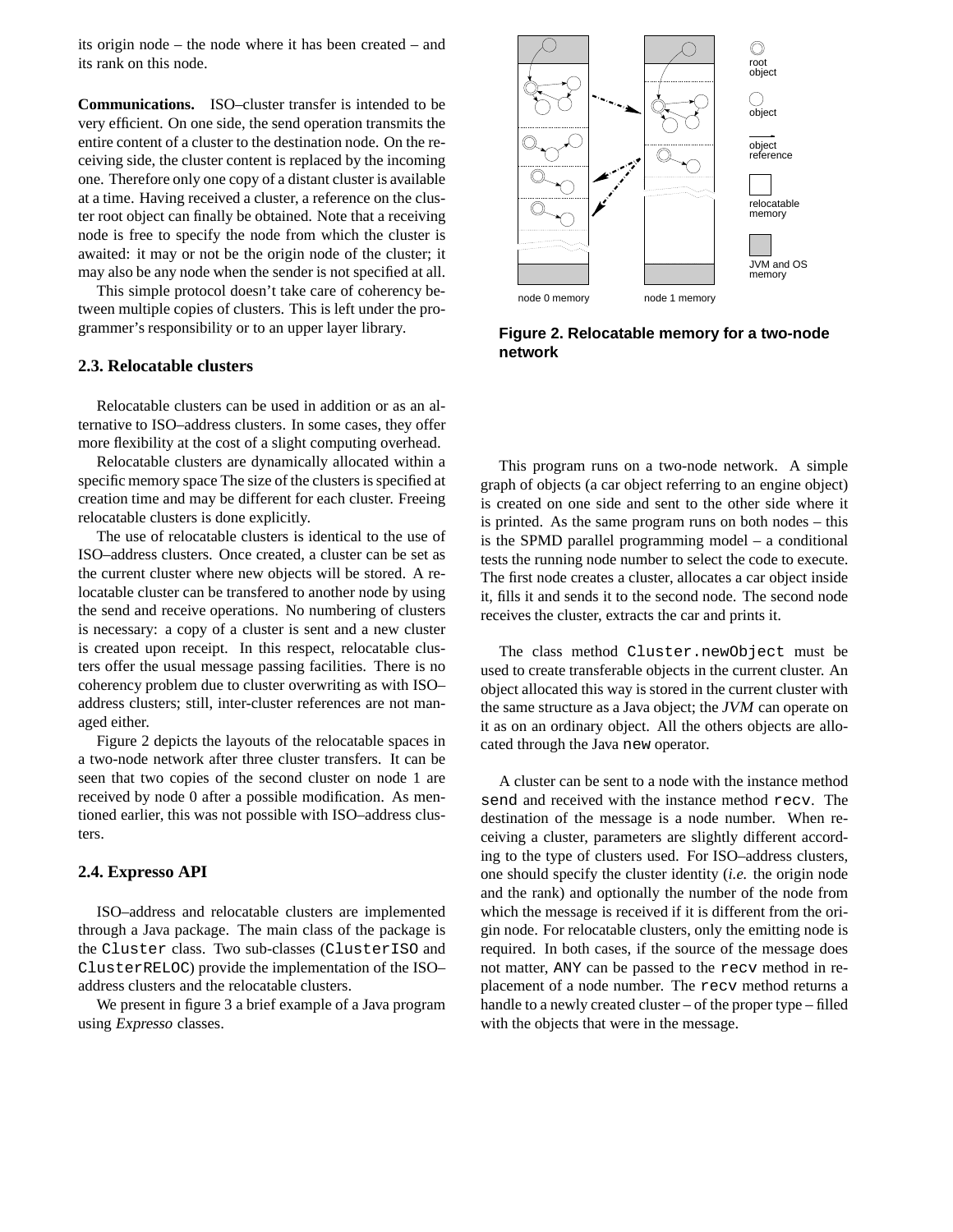its origin node – the node where it has been created – and its rank on this node.

**Communications.** ISO–cluster transfer is intended to be very efficient. On one side, the send operation transmits the entire content of a cluster to the destination node. On the receiving side, the cluster content is replaced by the incoming one. Therefore only one copy of a distant cluster is available at a time. Having received a cluster, a reference on the cluster root object can finally be obtained. Note that a receiving node is free to specify the node from which the cluster is awaited: it may or not be the origin node of the cluster; it may also be any node when the sender is not specified at all.

This simple protocol doesn't take care of coherency between multiple copies of clusters. This is left under the programmer's responsibility or to an upper layer library.

### 2.3. Relocatable clusters

Relocatable clusters can be used in addition or as an alternative to ISO–address clusters. In some cases, they offer more flexibility at the cost of a slight computing overhead.

Relocatable clusters are dynamically allocated within a specific memory space The size of the clusters is specified at creation time and may be different for each cluster. Freeing relocatable clusters is done explicitly.

The use of relocatable clusters is identical to the use of ISO–address clusters. Once created, a cluster can be set as the current cluster where new objects will be stored. A relocatable cluster can be transfered to another node by using the send and receive operations. No numbering of clusters is necessary: a copy of a cluster is sent and a new cluster is created upon receipt. In this respect, relocatable clusters offer the usual message passing facilities. There is no coherency problem due to cluster overwriting as with ISO–address clusters; still, inter-cluster references are not managed either.

Figure 2 depicts the layouts of the relocatable spaces in a two-node network after three cluster transfers. It can be seen that two copies of the second cluster on node 1 are received by node 0 after a possible modification. As mentioned earlier, this was not possible with ISO–address clusters.

root object

object

object reference

relocatable memory

JVM and OS memory

node 0 memory

node 1 memory

**Figure 2. Relocatable memory for a two-node network**

### 2.4. Expresso API

ISO–address and relocatable clusters are implemented through a Java package. The main class of the package is the `Cluster` class. Two sub-classes (`ClusterISO` and `ClusterRELOC`) provide the implementation of the ISO–address clusters and the relocatable clusters.

We present in figure 3 a brief example of a Java program using *Expresso* classes.

This program runs on a two-node network. A simple graph of objects (a car object referring to an engine object) is created on one side and sent to the other side where it is printed. As the same program runs on both nodes – this is the SPMD parallel programming model – a conditional tests the running node number to select the code to execute. The first node creates a cluster, allocates a car object inside it, fills it and sends it to the second node. The second node receives the cluster, extracts the car and prints it.

The class method `Cluster.newObject` must be used to create transferable objects in the current cluster. An object allocated this way is stored in the current cluster with the same structure as a Java object; the *JVM* can operate on it as on an ordinary object. All the others objects are allocated through the Java `new` operator.

A cluster can be sent to a node with the instance method `send` and received with the instance method `recv`. The destination of the message is a node number. When receiving a cluster, parameters are slightly different according to the type of clusters used. For ISO–address clusters, one should specify the cluster identity (*i.e.* the origin node and the rank) and optionally the number of the node from which the message is received if it is different from the origin node. For relocatable clusters, only the emitting node is required. In both cases, if the source of the message does not matter, `ANY` can be passed to the `recv` method in replacement of a node number. The `recv` method returns a handle to a newly created cluster – of the proper type – filled with the objects that were in the message.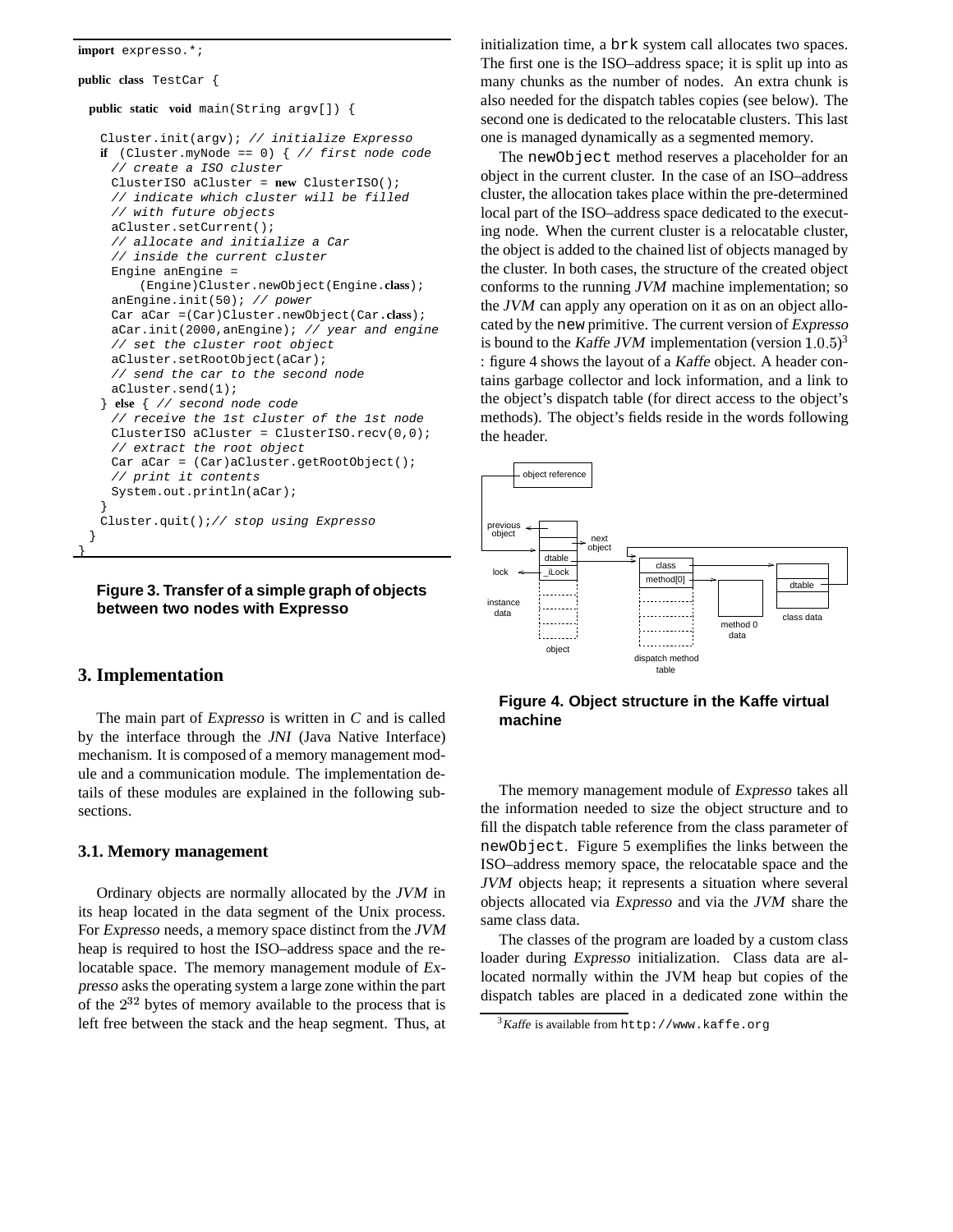```java
import expresso.*;

public class TestCar {

  public static void main(String argv[]) {

    Cluster.init(argv); // initialize Expresso
    if (Cluster.myNode == 0) { // first node code
      // create a ISO cluster
      ClusterISO aCluster = new ClusterISO();
      // indicate which cluster will be filled
      // with future objects
      aCluster.setCurrent();
      // allocate and initialize a Car
      // inside the current cluster
      Engine anEngine =
          (Engine)Cluster.newObject(Engine.class);
      anEngine.init(50); // power
      Car aCar =(Car)Cluster.newObject(Car.class);
      aCar.init(2000,anEngine); // year and engine
      // set the cluster root object
      aCluster.setRootObject(aCar);
      // send the car to the second node
      aCluster.send(1);
    } else { // second node code
      // receive the 1st cluster of the 1st node
      ClusterISO aCluster = ClusterISO.recv(0,0);
      // extract the root object
      Car aCar = (Car)aCluster.getRootObject();
      // print it contents
      System.out.println(aCar);
    }
    Cluster.quit();// stop using Expresso
  }
}
```

**Figure 3. Transfer of a simple graph of objects between two nodes with Expresso**

## 3. Implementation

The main part of *Expresso* is written in *C* and is called by the interface through the *JNI* (Java Native Interface) mechanism. It is composed of a memory management module and a communication module. The implementation details of these modules are explained in the following subsections.

### 3.1. Memory management

Ordinary objects are normally allocated by the *JVM* in its heap located in the data segment of the Unix process. For *Expresso* needs, a memory space distinct from the *JVM* heap is required to host the ISO–address space and the relocatable space. The memory management module of *Expresso* asks the operating system a large zone within the part of the $2^{32}$ bytes of memory available to the process that is left free between the stack and the heap segment. Thus, at initialization time, a `brk` system call allocates two spaces. The first one is the ISO–address space; it is split up into as many chunks as the number of nodes. An extra chunk is also needed for the dispatch tables copies (see below). The second one is dedicated to the relocatable clusters. This last one is managed dynamically as a segmented memory.

The `newObject` method reserves a placeholder for an object in the current cluster. In the case of an ISO–address cluster, the allocation takes place within the pre-determined local part of the ISO–address space dedicated to the executing node. When the current cluster is a relocatable cluster, the object is added to the chained list of objects managed by the cluster. In both cases, the structure of the created object conforms to the running *JVM* machine implementation; so the *JVM* can apply any operation on it as on an object allocated by the `new` primitive. The current version of *Expresso* is bound to the *Kaffe JVM* implementation (version 1.0.5)[3] : figure 4 shows the layout of a *Kaffe* object. A header contains garbage collector and lock information, and a link to the object's dispatch table (for direct access to the object's methods). The object's fields reside in the words following the header.

object reference
previous object
next object
dtable
lock
_iLock
instance data
object
class
method[0]
dispatch method table
method 0 data
dtable
class data

**Figure 4. Object structure in the Kaffe virtual machine**

The memory management module of *Expresso* takes all the information needed to size the object structure and to fill the dispatch table reference from the class parameter of `newObject`. Figure 5 exemplifies the links between the ISO–address memory space, the relocatable space and the *JVM* objects heap; it represents a situation where several objects allocated via *Expresso* and via the *JVM* share the same class data.

The classes of the program are loaded by a custom class loader during *Expresso* initialization. Class data are allocated normally within the JVM heap but copies of the dispatch tables are placed in a dedicated zone within the

[3] *Kaffe* is available from `http://www.kaffe.org`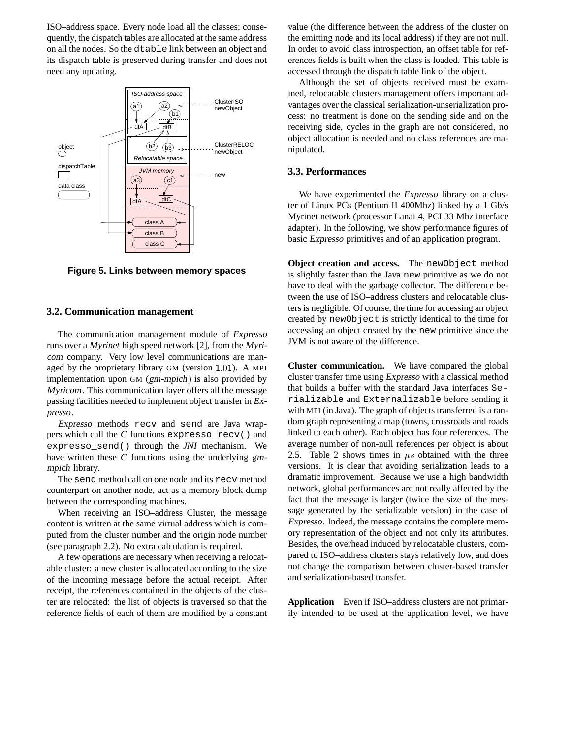ISO–address space. Every node load all the classes; consequently, the dispatch tables are allocated at the same address on all the nodes. So the `dtable` link between an object and its dispatch table is preserved during transfer and does not need any updating.

ISO-address space

a1 a2 b1

dtA dtB

ClusterISO newObject

object

dispatchTable

data class

b2 b3

Relocatable space

ClusterRELOC newObject

JVM memory

a3 c1

dtA dtC

new

class A

class B

class C

**Figure 5. Links between memory spaces**

### 3.2. Communication management

The communication management module of *Expresso* runs over a *Myrinet* high speed network [2], from the *Myricom* company. Very low level communications are managed by the proprietary library GM (version 1.01). A MPI implementation upon GM (*gm-mpich*) is also provided by *Myricom*. This communication layer offers all the message passing facilities needed to implement object transfer in *Expresso*.

*Expresso* methods `recv` and `send` are Java wrappers which call the *C* functions `expresso_recv()` and `expresso_send()` through the *JNI* mechanism. We have written these *C* functions using the underlying *gm-mpich* library.

The `send` method call on one node and its `recv` method counterpart on another node, act as a memory block dump between the corresponding machines.

When receiving an ISO–address Cluster, the message content is written at the same virtual address which is computed from the cluster number and the origin node number (see paragraph 2.2). No extra calculation is required.

A few operations are necessary when receiving a relocatable cluster: a new cluster is allocated according to the size of the incoming message before the actual receipt. After receipt, the references contained in the objects of the cluster are relocated: the list of objects is traversed so that the reference fields of each of them are modified by a constant value (the difference between the address of the cluster on the emitting node and its local address) if they are not null. In order to avoid class introspection, an offset table for references fields is built when the class is loaded. This table is accessed through the dispatch table link of the object.

Although the set of objects received must be examined, relocatable clusters management offers important advantages over the classical serialization-unserialization process: no treatment is done on the sending side and on the receiving side, cycles in the graph are not considered, no object allocation is needed and no class references are manipulated.

### 3.3. Performances

We have experimented the *Expresso* library on a cluster of Linux PCs (Pentium II 400Mhz) linked by a 1 Gb/s Myrinet network (processor Lanai 4, PCI 33 Mhz interface adapter). In the following, we show performance figures of basic *Expresso* primitives and of an application program.

**Object creation and access.** The `newObject` method is slightly faster than the Java `new` primitive as we do not have to deal with the garbage collector. The difference between the use of ISO–address clusters and relocatable clusters is negligible. Of course, the time for accessing an object created by `newObject` is strictly identical to the time for accessing an object created by the `new` primitive since the JVM is not aware of the difference.

**Cluster communication.** We have compared the global cluster transfer time using *Expresso* with a classical method that builds a buffer with the standard Java interfaces `Serializable` and `Externalizable` before sending it with MPI (in Java). The graph of objects transferred is a random graph representing a map (towns, crossroads and roads linked to each other). Each object has four references. The average number of non-null references per object is about 2.5. Table 2 shows times in $\mu s$ obtained with the three versions. It is clear that avoiding serialization leads to a dramatic improvement. Because we use a high bandwidth network, global performances are not really affected by the fact that the message is larger (twice the size of the message generated by the serializable version) in the case of *Expresso*. Indeed, the message contains the complete memory representation of the object and not only its attributes. Besides, the overhead induced by relocatable clusters, compared to ISO–address clusters stays relatively low, and does not change the comparison between cluster-based transfer and serialization-based transfer.

**Application** Even if ISO–address clusters are not primarily intended to be used at the application level, we have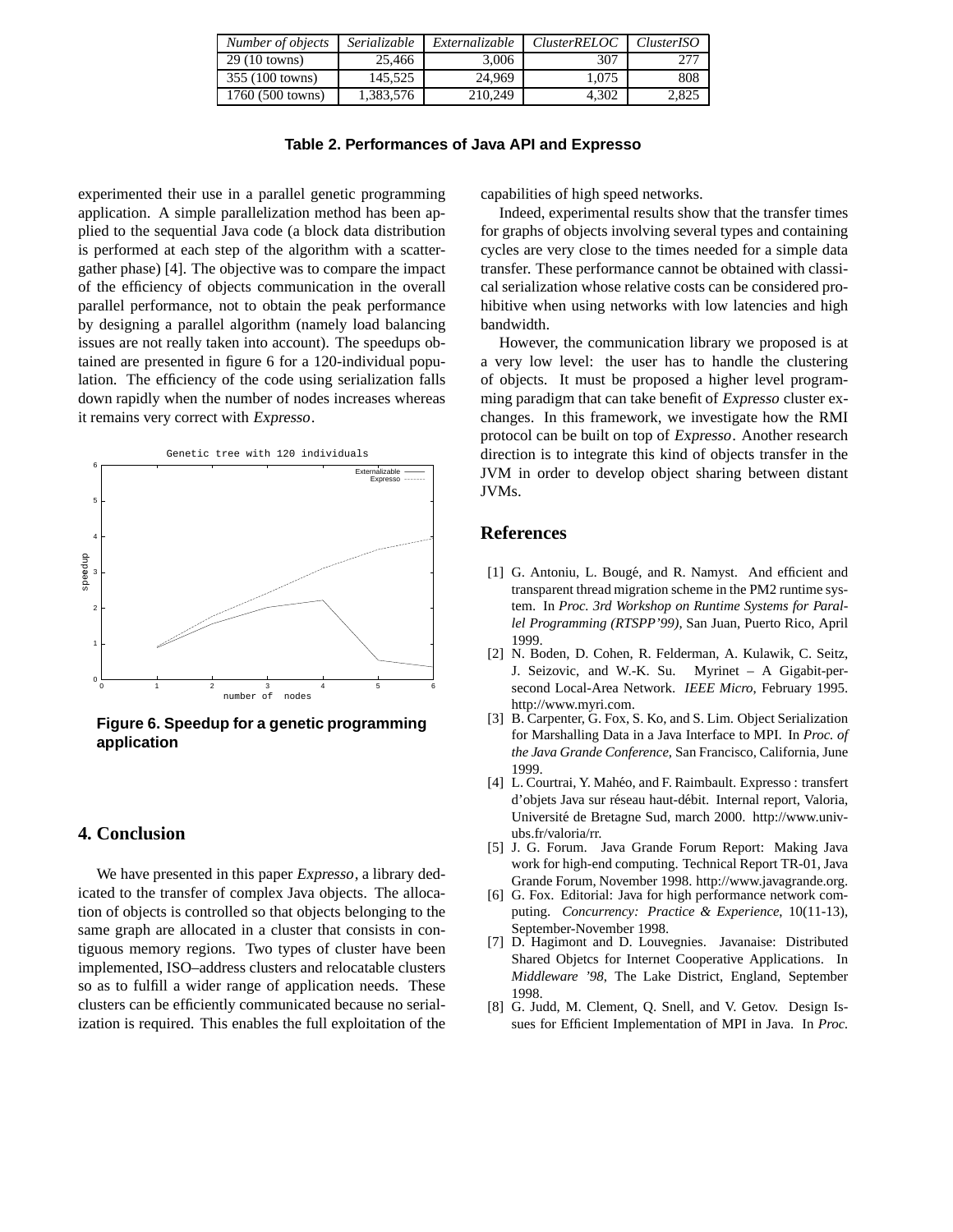| *Number of objects* | *Serializable* | *Externalizable* | *ClusterRELOC* | *ClusterISO* |
|---|---|---|---|---|
| 29 (10 towns) | 25,466 | 3,006 | 307 | 277 |
| 355 (100 towns) | 145,525 | 24,969 | 1,075 | 808 |
| 1760 (500 towns) | 1,383,576 | 210,249 | 4,302 | 2,825 |

**Table 2. Performances of Java API and Expresso**

experimented their use in a parallel genetic programming application. A simple parallelization method has been applied to the sequential Java code (a block data distribution is performed at each step of the algorithm with a scatter-gather phase) [4]. The objective was to compare the impact of the efficiency of objects communication in the overall parallel performance, not to obtain the peak performance by designing a parallel algorithm (namely load balancing issues are not really taken into account). The speedups obtained are presented in figure 6 for a 120-individual population. The efficiency of the code using serialization falls down rapidly when the number of nodes increases whereas it remains very correct with *Expresso*.

Genetic tree with 120 individuals

Externalizable
Expresso

speedup

0 1 2 3 4 5 6

number of nodes

0 1 2 3 4 5 6

**Figure 6. Speedup for a genetic programming application**

## 4. Conclusion

We have presented in this paper *Expresso*, a library dedicated to the transfer of complex Java objects. The allocation of objects is controlled so that objects belonging to the same graph are allocated in a cluster that consists in contiguous memory regions. Two types of cluster have been implemented, ISO–address clusters and relocatable clusters so as to fulfill a wider range of application needs. These clusters can be efficiently communicated because no serialization is required. This enables the full exploitation of the capabilities of high speed networks.

Indeed, experimental results show that the transfer times for graphs of objects involving several types and containing cycles are very close to the times needed for a simple data transfer. These performance cannot be obtained with classical serialization whose relative costs can be considered prohibitive when using networks with low latencies and high bandwidth.

However, the communication library we proposed is at a very low level: the user has to handle the clustering of objects. It must be proposed a higher level programming paradigm that can take benefit of *Expresso* cluster exchanges. In this framework, we investigate how the RMI protocol can be built on top of *Expresso*. Another research direction is to integrate this kind of objects transfer in the JVM in order to develop object sharing between distant JVMs.

## References

[1] G. Antoniu, L. Bougé, and R. Namyst. And efficient and transparent thread migration scheme in the PM2 runtime system. In *Proc. 3rd Workshop on Runtime Systems for Parallel Programming (RTSPP'99)*, San Juan, Puerto Rico, April 1999.

[2] N. Boden, D. Cohen, R. Felderman, A. Kulawik, C. Seitz, J. Seizovic, and W.-K. Su. Myrinet – A Gigabit-per-second Local-Area Network. *IEEE Micro*, February 1995. http://www.myri.com.

[3] B. Carpenter, G. Fox, S. Ko, and S. Lim. Object Serialization for Marshalling Data in a Java Interface to MPI. In *Proc. of the Java Grande Conference*, San Francisco, California, June 1999.

[4] L. Courtrai, Y. Mahéo, and F. Raimbault. Expresso : transfert d'objets Java sur réseau haut-débit. Internal report, Valoria, Université de Bretagne Sud, march 2000. http://www.univ-ubs.fr/valoria/rr.

[5] J. G. Forum. Java Grande Forum Report: Making Java work for high-end computing. Technical Report TR-01, Java Grande Forum, November 1998. http://www.javagrande.org.

[6] G. Fox. Editorial: Java for high performance network computing. *Concurrency: Practice & Experience*, 10(11-13), September-November 1998.

[7] D. Hagimont and D. Louvegnies. Javanaise: Distributed Shared Objetcs for Internet Cooperative Applications. In *Middleware '98*, The Lake District, England, September 1998.

[8] G. Judd, M. Clement, Q. Snell, and V. Getov. Design Issues for Efficient Implementation of MPI in Java. In *Proc.*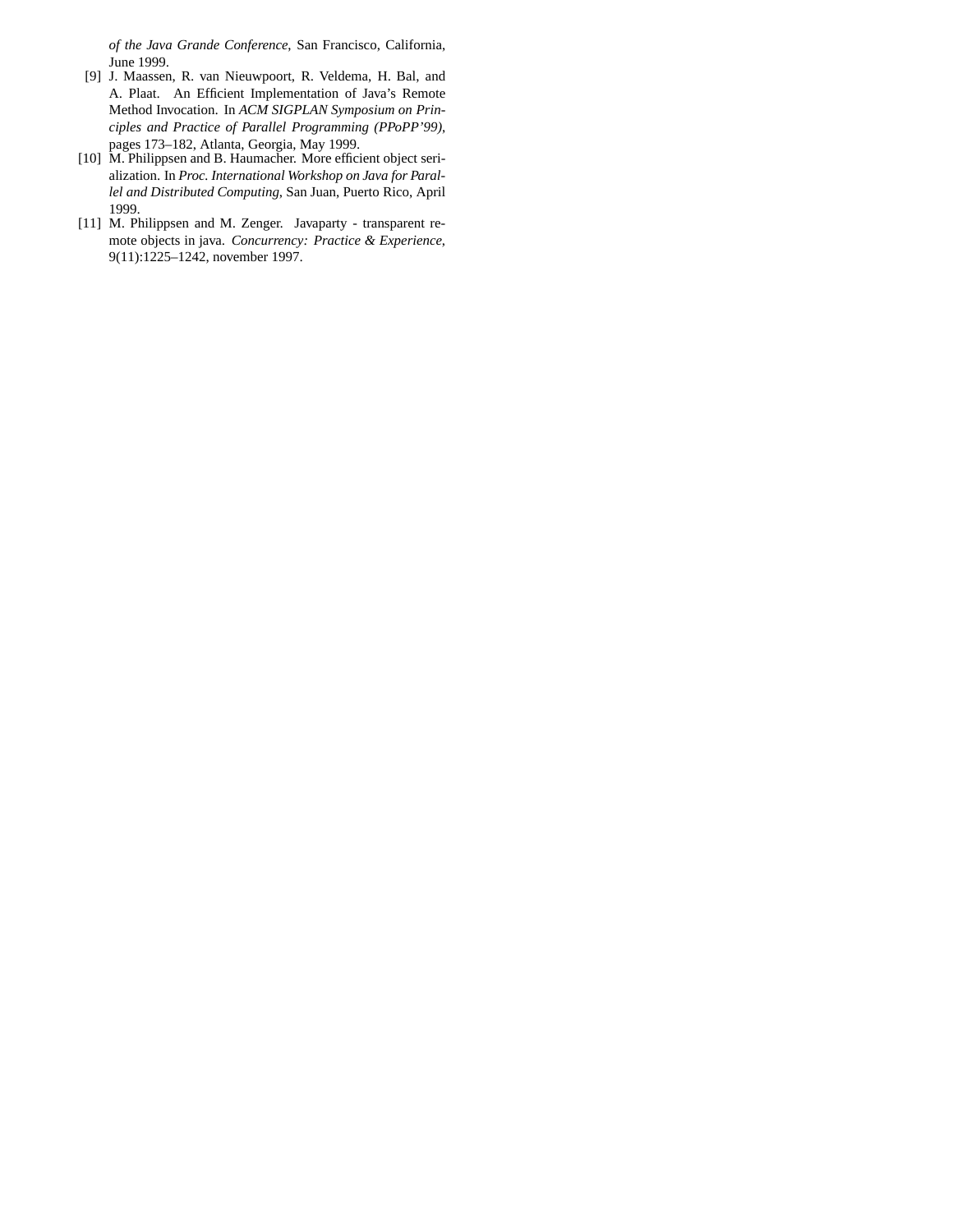*of the Java Grande Conference*, San Francisco, California, June 1999.

[9] J. Maassen, R. van Nieuwpoort, R. Veldema, H. Bal, and A. Plaat. An Efficient Implementation of Java's Remote Method Invocation. In *ACM SIGPLAN Symposium on Principles and Practice of Parallel Programming (PPoPP'99)*, pages 173–182, Atlanta, Georgia, May 1999.

[10] M. Philippsen and B. Haumacher. More efficient object serialization. In *Proc. International Workshop on Java for Parallel and Distributed Computing*, San Juan, Puerto Rico, April 1999.

[11] M. Philippsen and M. Zenger. Javaparty - transparent remote objects in java. *Concurrency: Practice & Experience*, 9(11):1225–1242, november 1997.